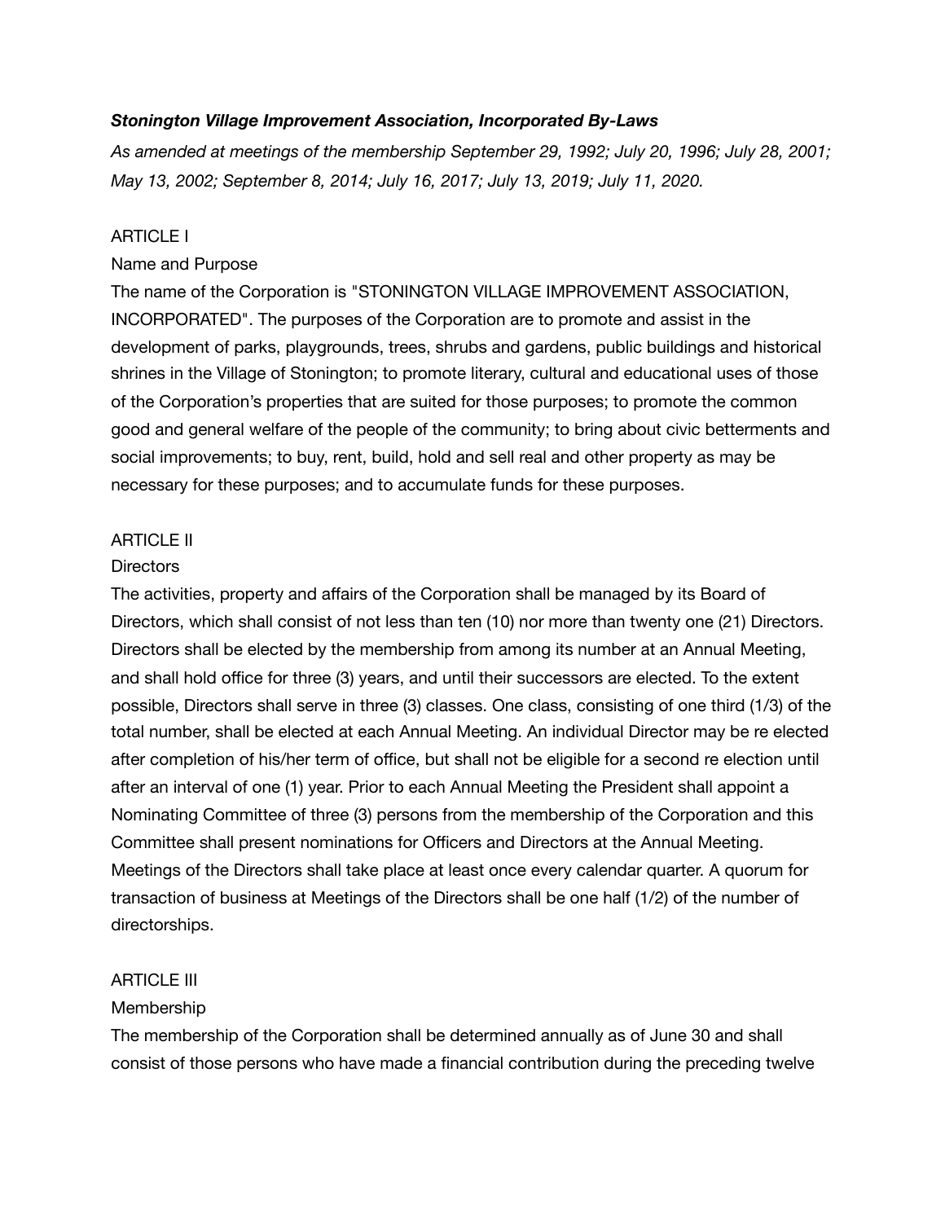***Stonington Village Improvement Association, Incorporated By-Laws***

*As amended at meetings of the membership September 29, 1992; July 20, 1996; July 28, 2001; May 13, 2002; September 8, 2014; July 16, 2017; July 13, 2019; July 11, 2020.*

## ARTICLE I

### Name and Purpose

The name of the Corporation is "STONINGTON VILLAGE IMPROVEMENT ASSOCIATION, INCORPORATED". The purposes of the Corporation are to promote and assist in the development of parks, playgrounds, trees, shrubs and gardens, public buildings and historical shrines in the Village of Stonington; to promote literary, cultural and educational uses of those of the Corporation's properties that are suited for those purposes; to promote the common good and general welfare of the people of the community; to bring about civic betterments and social improvements; to buy, rent, build, hold and sell real and other property as may be necessary for these purposes; and to accumulate funds for these purposes.

## ARTICLE II

### Directors

The activities, property and affairs of the Corporation shall be managed by its Board of Directors, which shall consist of not less than ten (10) nor more than twenty one (21) Directors. Directors shall be elected by the membership from among its number at an Annual Meeting, and shall hold office for three (3) years, and until their successors are elected. To the extent possible, Directors shall serve in three (3) classes. One class, consisting of one third (1/3) of the total number, shall be elected at each Annual Meeting. An individual Director may be re elected after completion of his/her term of office, but shall not be eligible for a second re election until after an interval of one (1) year. Prior to each Annual Meeting the President shall appoint a Nominating Committee of three (3) persons from the membership of the Corporation and this Committee shall present nominations for Officers and Directors at the Annual Meeting. Meetings of the Directors shall take place at least once every calendar quarter. A quorum for transaction of business at Meetings of the Directors shall be one half (1/2) of the number of directorships.

## ARTICLE III

### Membership

The membership of the Corporation shall be determined annually as of June 30 and shall consist of those persons who have made a financial contribution during the preceding twelve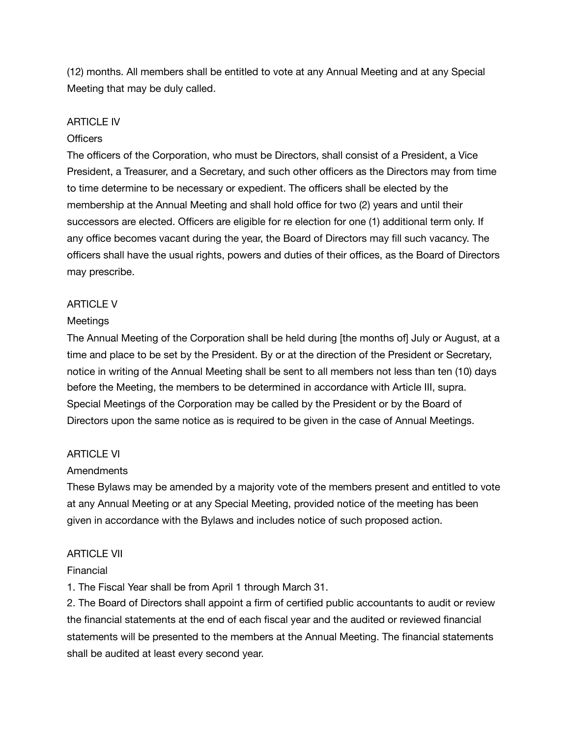(12) months. All members shall be entitled to vote at any Annual Meeting and at any Special Meeting that may be duly called.

## ARTICLE IV

### Officers

The officers of the Corporation, who must be Directors, shall consist of a President, a Vice President, a Treasurer, and a Secretary, and such other officers as the Directors may from time to time determine to be necessary or expedient. The officers shall be elected by the membership at the Annual Meeting and shall hold office for two (2) years and until their successors are elected. Officers are eligible for re election for one (1) additional term only. If any office becomes vacant during the year, the Board of Directors may fill such vacancy. The officers shall have the usual rights, powers and duties of their offices, as the Board of Directors may prescribe.

## ARTICLE V

### Meetings

The Annual Meeting of the Corporation shall be held during [the months of] July or August, at a time and place to be set by the President. By or at the direction of the President or Secretary, notice in writing of the Annual Meeting shall be sent to all members not less than ten (10) days before the Meeting, the members to be determined in accordance with Article III, supra. Special Meetings of the Corporation may be called by the President or by the Board of Directors upon the same notice as is required to be given in the case of Annual Meetings.

## ARTICLE VI

### Amendments

These Bylaws may be amended by a majority vote of the members present and entitled to vote at any Annual Meeting or at any Special Meeting, provided notice of the meeting has been given in accordance with the Bylaws and includes notice of such proposed action.

## ARTICLE VII

### Financial

1. The Fiscal Year shall be from April 1 through March 31.
2. The Board of Directors shall appoint a firm of certified public accountants to audit or review the financial statements at the end of each fiscal year and the audited or reviewed financial statements will be presented to the members at the Annual Meeting. The financial statements shall be audited at least every second year.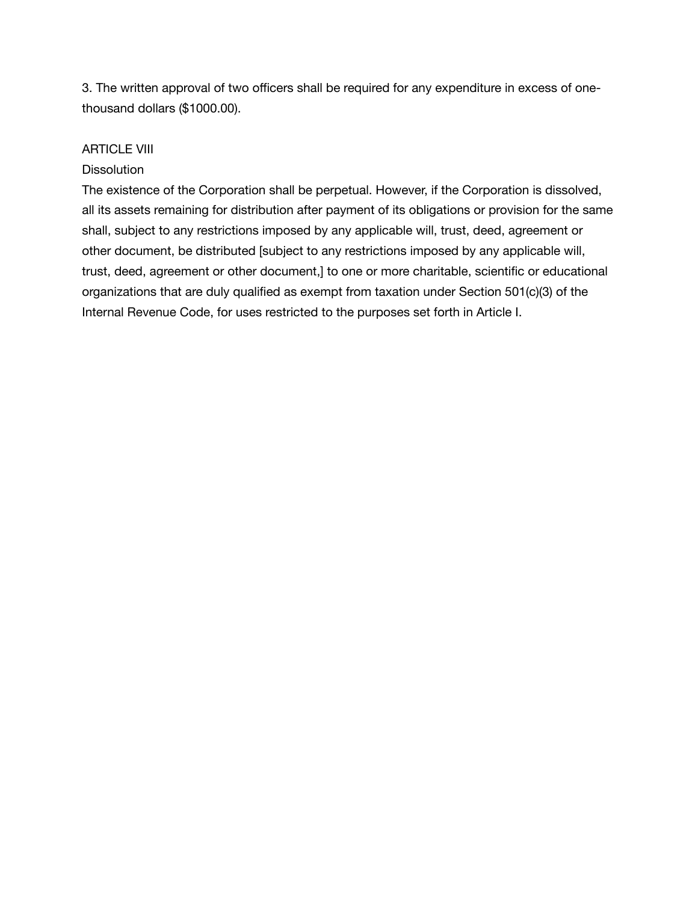3. The written approval of two officers shall be required for any expenditure in excess of one-thousand dollars ($1000.00).

ARTICLE VIII

Dissolution

The existence of the Corporation shall be perpetual. However, if the Corporation is dissolved, all its assets remaining for distribution after payment of its obligations or provision for the same shall, subject to any restrictions imposed by any applicable will, trust, deed, agreement or other document, be distributed [subject to any restrictions imposed by any applicable will, trust, deed, agreement or other document,] to one or more charitable, scientific or educational organizations that are duly qualified as exempt from taxation under Section 501(c)(3) of the Internal Revenue Code, for uses restricted to the purposes set forth in Article I.